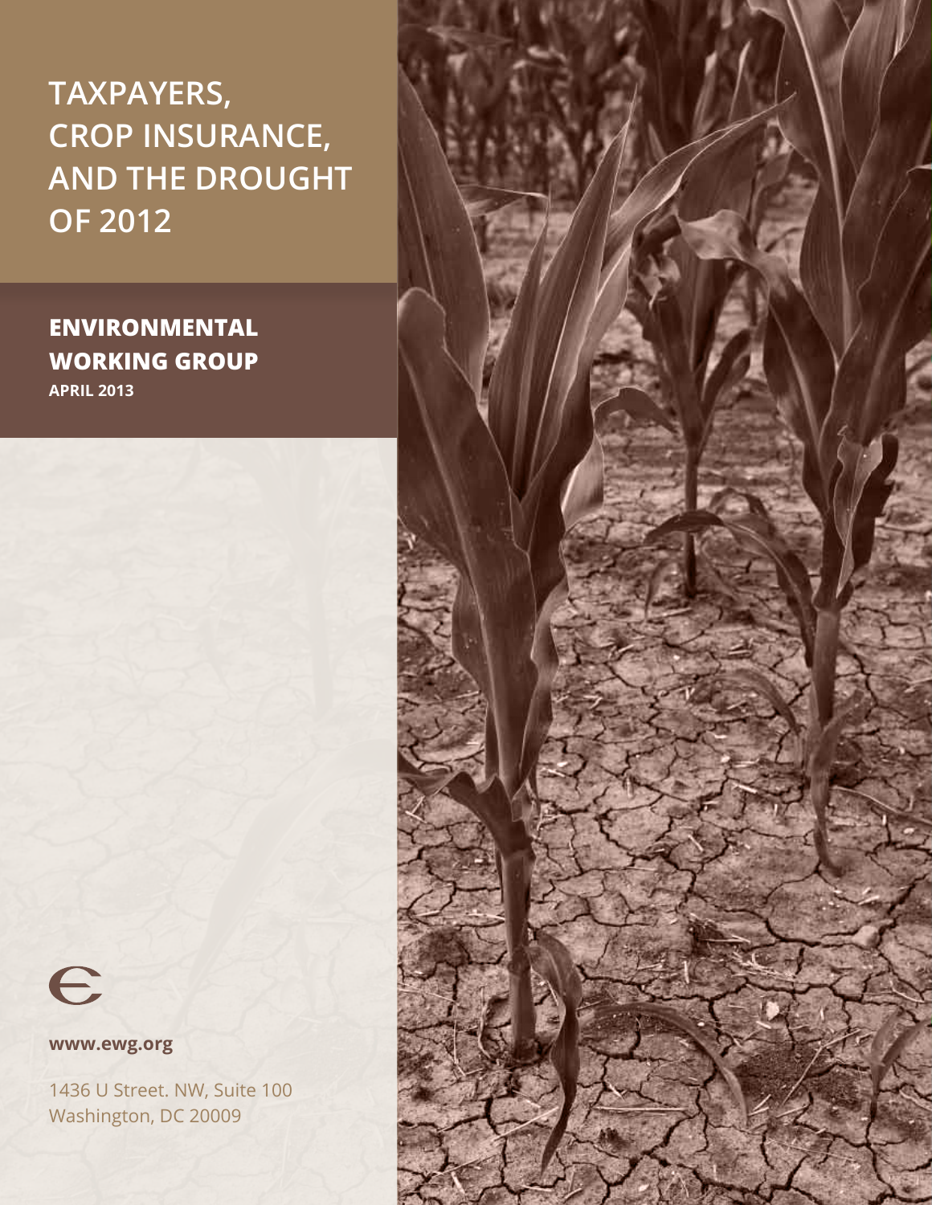# TAXPAYERS, CROP INSURANCE, AND THE DROUGHT OF 2012

**ENVIRONMENTAL WORKING GROUP**

**APRIL 2013**

**www.ewg.org**

1436 U Street. NW, Suite 100
Washington, DC 20009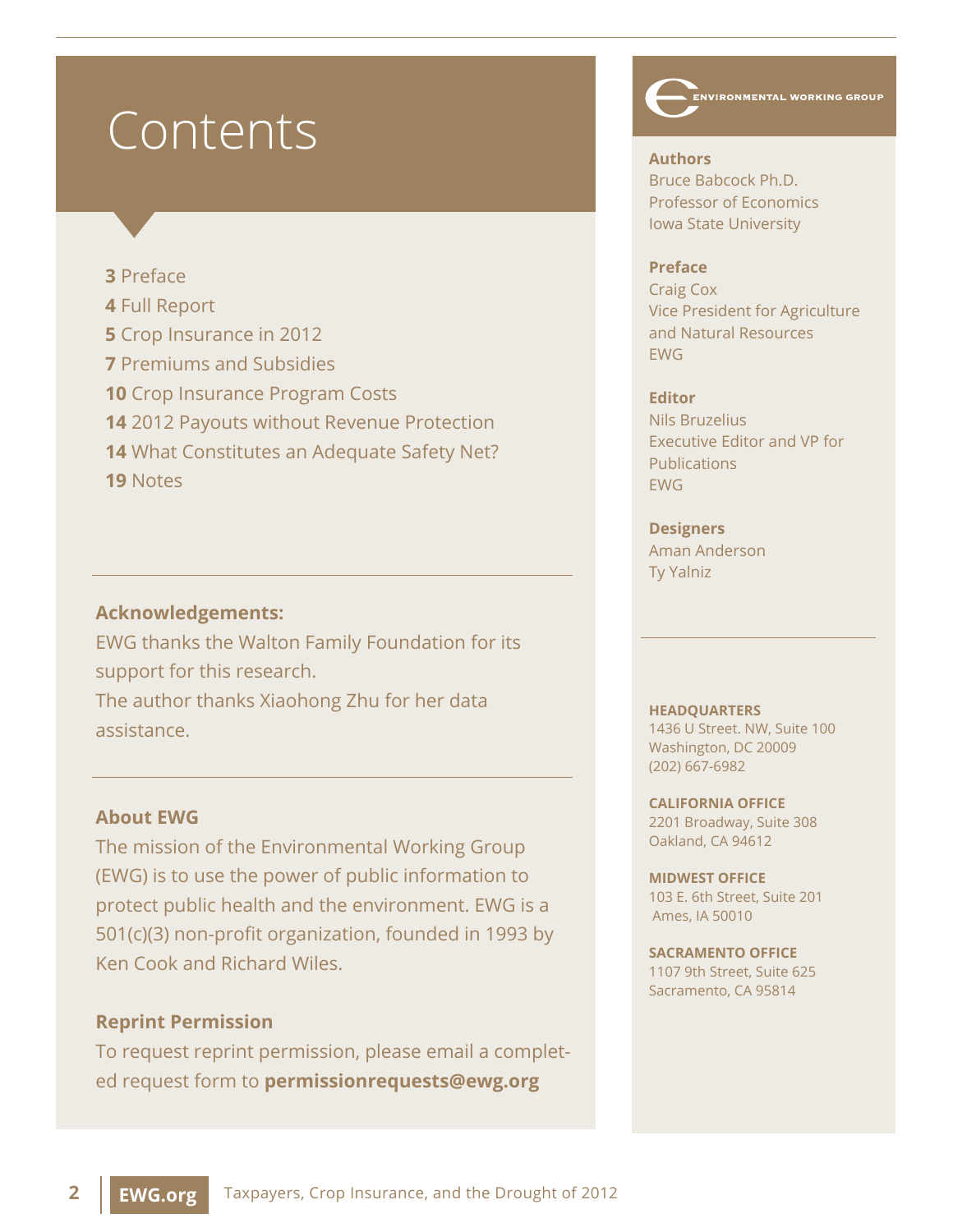# Contents

**3** Preface
**4** Full Report
**5** Crop Insurance in 2012
**7** Premiums and Subsidies
**10** Crop Insurance Program Costs
**14** 2012 Payouts without Revenue Protection
**14** What Constitutes an Adequate Safety Net?
**19** Notes

**Acknowledgements:**

EWG thanks the Walton Family Foundation for its support for this research.

The author thanks Xiaohong Zhu for her data assistance.

**About EWG**

The mission of the Environmental Working Group (EWG) is to use the power of public information to protect public health and the environment. EWG is a 501(c)(3) non-profit organization, founded in 1993 by Ken Cook and Richard Wiles.

**Reprint Permission**

To request reprint permission, please email a completed request form to **permissionrequests@ewg.org**

ENVIRONMENTAL WORKING GROUP

**Authors**
Bruce Babcock Ph.D.
Professor of Economics
Iowa State University

**Preface**
Craig Cox
Vice President for Agriculture and Natural Resources
EWG

**Editor**
Nils Bruzelius
Executive Editor and VP for Publications
EWG

**Designers**
Aman Anderson
Ty Yalniz

**HEADQUARTERS**
1436 U Street. NW, Suite 100
Washington, DC 20009
(202) 667-6982

**CALIFORNIA OFFICE**
2201 Broadway, Suite 308
Oakland, CA 94612

**MIDWEST OFFICE**
103 E. 6th Street, Suite 201
Ames, IA 50010

**SACRAMENTO OFFICE**
1107 9th Street, Suite 625
Sacramento, CA 95814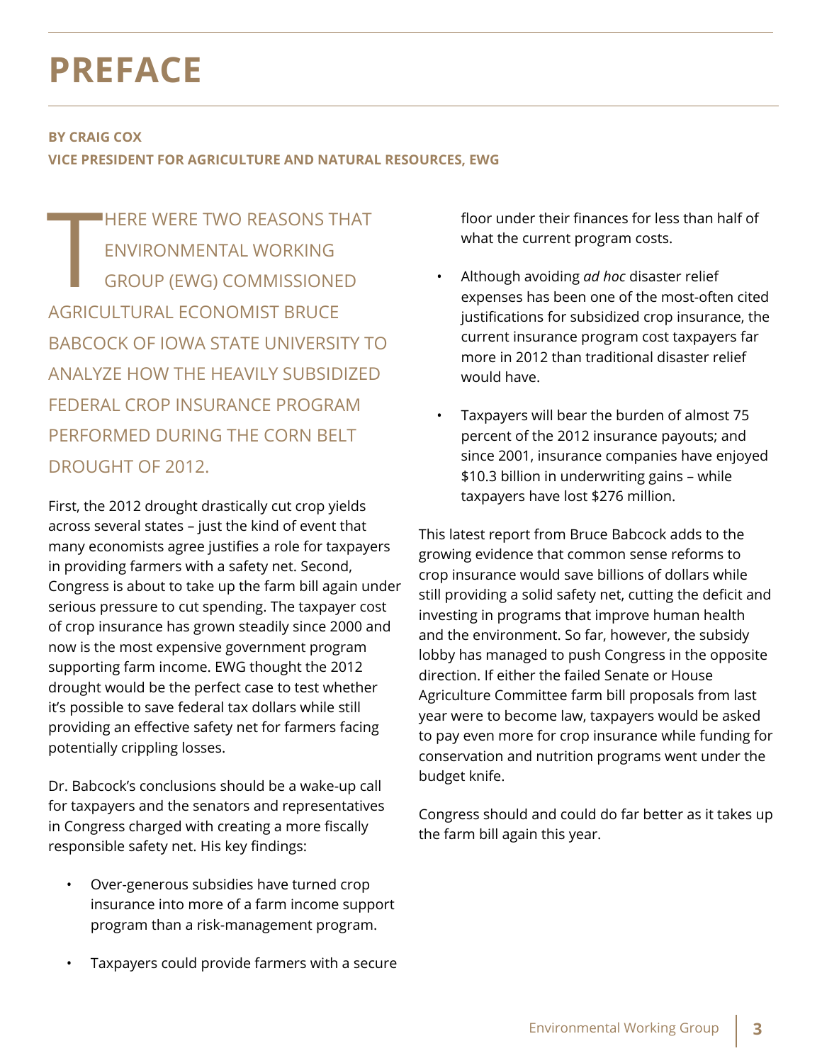# PREFACE

**BY CRAIG COX**
**VICE PRESIDENT FOR AGRICULTURE AND NATURAL RESOURCES, EWG**

THERE WERE TWO REASONS THAT ENVIRONMENTAL WORKING GROUP (EWG) COMMISSIONED AGRICULTURAL ECONOMIST BRUCE BABCOCK OF IOWA STATE UNIVERSITY TO ANALYZE HOW THE HEAVILY SUBSIDIZED FEDERAL CROP INSURANCE PROGRAM PERFORMED DURING THE CORN BELT DROUGHT OF 2012.

First, the 2012 drought drastically cut crop yields across several states – just the kind of event that many economists agree justifies a role for taxpayers in providing farmers with a safety net. Second, Congress is about to take up the farm bill again under serious pressure to cut spending. The taxpayer cost of crop insurance has grown steadily since 2000 and now is the most expensive government program supporting farm income. EWG thought the 2012 drought would be the perfect case to test whether it's possible to save federal tax dollars while still providing an effective safety net for farmers facing potentially crippling losses.

Dr. Babcock's conclusions should be a wake-up call for taxpayers and the senators and representatives in Congress charged with creating a more fiscally responsible safety net. His key findings:

- Over-generous subsidies have turned crop insurance into more of a farm income support program than a risk-management program.
- Taxpayers could provide farmers with a secure floor under their finances for less than half of what the current program costs.
- Although avoiding *ad hoc* disaster relief expenses has been one of the most-often cited justifications for subsidized crop insurance, the current insurance program cost taxpayers far more in 2012 than traditional disaster relief would have.
- Taxpayers will bear the burden of almost 75 percent of the 2012 insurance payouts; and since 2001, insurance companies have enjoyed $10.3 billion in underwriting gains – while taxpayers have lost $276 million.

This latest report from Bruce Babcock adds to the growing evidence that common sense reforms to crop insurance would save billions of dollars while still providing a solid safety net, cutting the deficit and investing in programs that improve human health and the environment. So far, however, the subsidy lobby has managed to push Congress in the opposite direction. If either the failed Senate or House Agriculture Committee farm bill proposals from last year were to become law, taxpayers would be asked to pay even more for crop insurance while funding for conservation and nutrition programs went under the budget knife.

Congress should and could do far better as it takes up the farm bill again this year.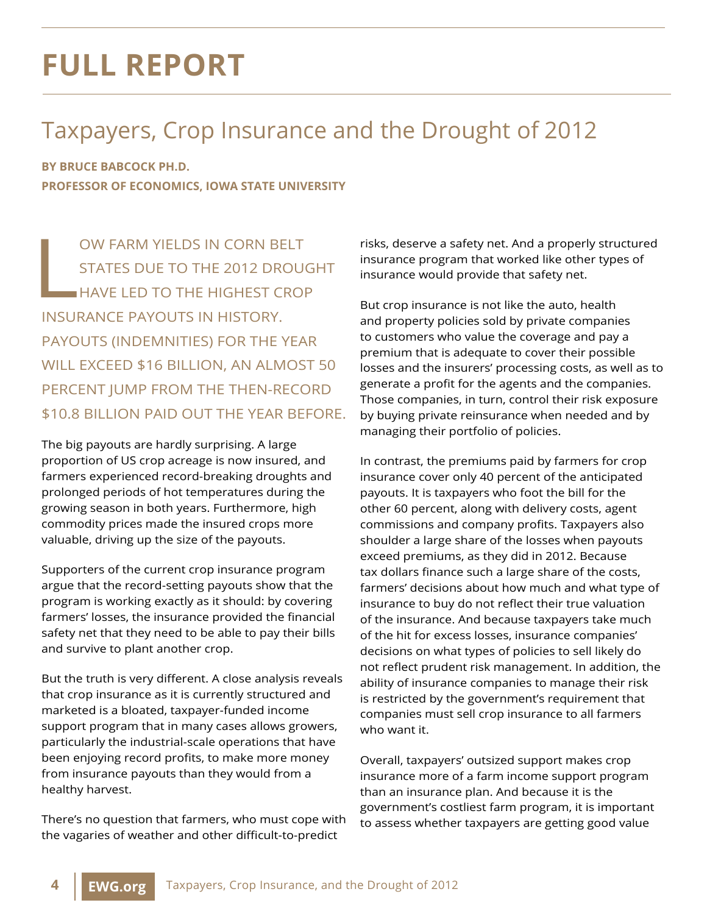# FULL REPORT

## Taxpayers, Crop Insurance and the Drought of 2012

**BY BRUCE BABCOCK PH.D.**
**PROFESSOR OF ECONOMICS, IOWA STATE UNIVERSITY**

LOW FARM YIELDS IN CORN BELT STATES DUE TO THE 2012 DROUGHT HAVE LED TO THE HIGHEST CROP INSURANCE PAYOUTS IN HISTORY. PAYOUTS (INDEMNITIES) FOR THE YEAR WILL EXCEED $16 BILLION, AN ALMOST 50 PERCENT JUMP FROM THE THEN-RECORD $10.8 BILLION PAID OUT THE YEAR BEFORE.

The big payouts are hardly surprising. A large proportion of US crop acreage is now insured, and farmers experienced record-breaking droughts and prolonged periods of hot temperatures during the growing season in both years. Furthermore, high commodity prices made the insured crops more valuable, driving up the size of the payouts.

Supporters of the current crop insurance program argue that the record-setting payouts show that the program is working exactly as it should: by covering farmers' losses, the insurance provided the financial safety net that they need to be able to pay their bills and survive to plant another crop.

But the truth is very different. A close analysis reveals that crop insurance as it is currently structured and marketed is a bloated, taxpayer-funded income support program that in many cases allows growers, particularly the industrial-scale operations that have been enjoying record profits, to make more money from insurance payouts than they would from a healthy harvest.

There's no question that farmers, who must cope with the vagaries of weather and other difficult-to-predict risks, deserve a safety net. And a properly structured insurance program that worked like other types of insurance would provide that safety net.

But crop insurance is not like the auto, health and property policies sold by private companies to customers who value the coverage and pay a premium that is adequate to cover their possible losses and the insurers' processing costs, as well as to generate a profit for the agents and the companies. Those companies, in turn, control their risk exposure by buying private reinsurance when needed and by managing their portfolio of policies.

In contrast, the premiums paid by farmers for crop insurance cover only 40 percent of the anticipated payouts. It is taxpayers who foot the bill for the other 60 percent, along with delivery costs, agent commissions and company profits. Taxpayers also shoulder a large share of the losses when payouts exceed premiums, as they did in 2012. Because tax dollars finance such a large share of the costs, farmers' decisions about how much and what type of insurance to buy do not reflect their true valuation of the insurance. And because taxpayers take much of the hit for excess losses, insurance companies' decisions on what types of policies to sell likely do not reflect prudent risk management. In addition, the ability of insurance companies to manage their risk is restricted by the government's requirement that companies must sell crop insurance to all farmers who want it.

Overall, taxpayers' outsized support makes crop insurance more of a farm income support program than an insurance plan. And because it is the government's costliest farm program, it is important to assess whether taxpayers are getting good value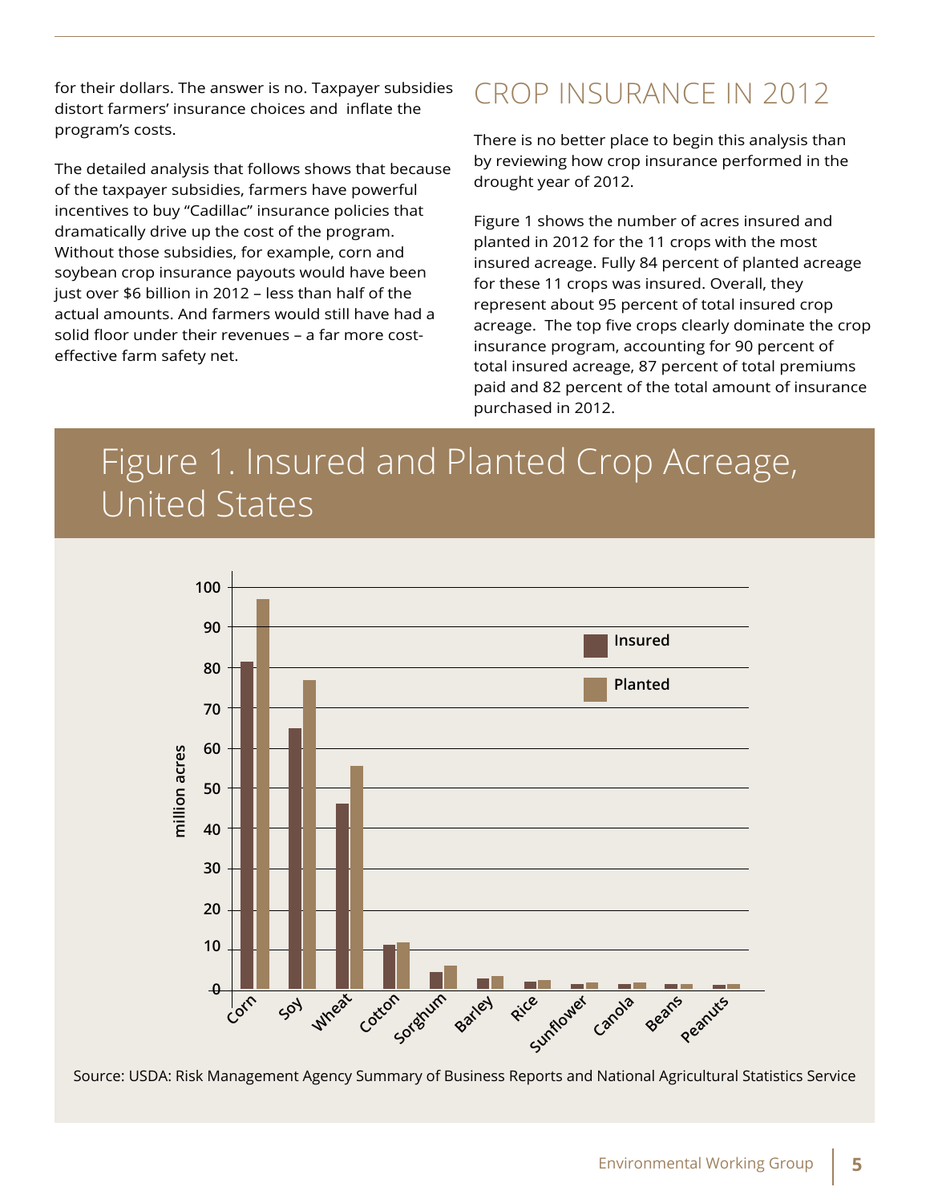for their dollars. The answer is no. Taxpayer subsidies distort farmers' insurance choices and inflate the program's costs.

The detailed analysis that follows shows that because of the taxpayer subsidies, farmers have powerful incentives to buy "Cadillac" insurance policies that dramatically drive up the cost of the program. Without those subsidies, for example, corn and soybean crop insurance payouts would have been just over $6 billion in 2012 – less than half of the actual amounts. And farmers would still have had a solid floor under their revenues – a far more cost-effective farm safety net.

## CROP INSURANCE IN 2012

There is no better place to begin this analysis than by reviewing how crop insurance performed in the drought year of 2012.

Figure 1 shows the number of acres insured and planted in 2012 for the 11 crops with the most insured acreage. Fully 84 percent of planted acreage for these 11 crops was insured. Overall, they represent about 95 percent of total insured crop acreage. The top five crops clearly dominate the crop insurance program, accounting for 90 percent of total insured acreage, 87 percent of total premiums paid and 82 percent of the total amount of insurance purchased in 2012.

## Figure 1. Insured and Planted Crop Acreage, United States

Source: USDA: Risk Management Agency Summary of Business Reports and National Agricultural Statistics Service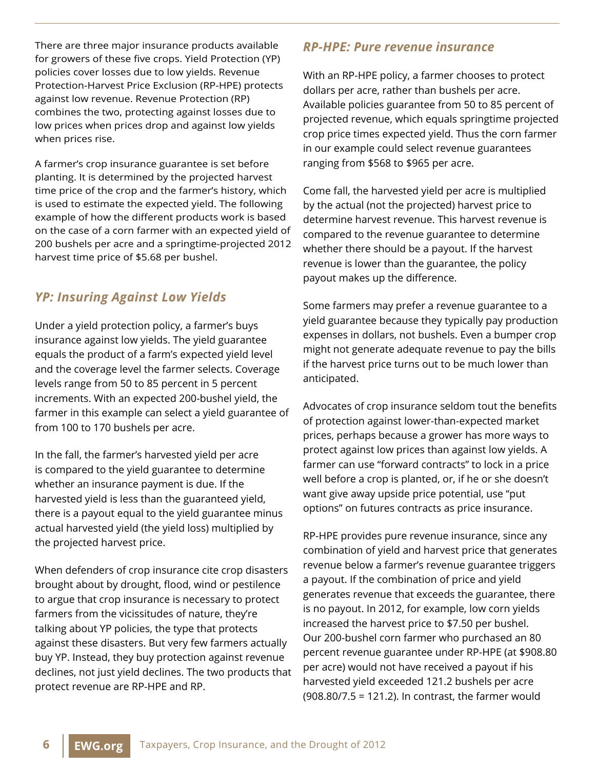There are three major insurance products available for growers of these five crops. Yield Protection (YP) policies cover losses due to low yields. Revenue Protection-Harvest Price Exclusion (RP-HPE) protects against low revenue. Revenue Protection (RP) combines the two, protecting against losses due to low prices when prices drop and against low yields when prices rise.

A farmer's crop insurance guarantee is set before planting. It is determined by the projected harvest time price of the crop and the farmer's history, which is used to estimate the expected yield. The following example of how the different products work is based on the case of a corn farmer with an expected yield of 200 bushels per acre and a springtime-projected 2012 harvest time price of $5.68 per bushel.

## *YP: Insuring Against Low Yields*

Under a yield protection policy, a farmer's buys insurance against low yields. The yield guarantee equals the product of a farm's expected yield level and the coverage level the farmer selects. Coverage levels range from 50 to 85 percent in 5 percent increments. With an expected 200-bushel yield, the farmer in this example can select a yield guarantee of from 100 to 170 bushels per acre.

In the fall, the farmer's harvested yield per acre is compared to the yield guarantee to determine whether an insurance payment is due. If the harvested yield is less than the guaranteed yield, there is a payout equal to the yield guarantee minus actual harvested yield (the yield loss) multiplied by the projected harvest price.

When defenders of crop insurance cite crop disasters brought about by drought, flood, wind or pestilence to argue that crop insurance is necessary to protect farmers from the vicissitudes of nature, they're talking about YP policies, the type that protects against these disasters. But very few farmers actually buy YP. Instead, they buy protection against revenue declines, not just yield declines. The two products that protect revenue are RP-HPE and RP.

## *RP-HPE: Pure revenue insurance*

With an RP-HPE policy, a farmer chooses to protect dollars per acre, rather than bushels per acre. Available policies guarantee from 50 to 85 percent of projected revenue, which equals springtime projected crop price times expected yield. Thus the corn farmer in our example could select revenue guarantees ranging from $568 to $965 per acre.

Come fall, the harvested yield per acre is multiplied by the actual (not the projected) harvest price to determine harvest revenue. This harvest revenue is compared to the revenue guarantee to determine whether there should be a payout. If the harvest revenue is lower than the guarantee, the policy payout makes up the difference.

Some farmers may prefer a revenue guarantee to a yield guarantee because they typically pay production expenses in dollars, not bushels. Even a bumper crop might not generate adequate revenue to pay the bills if the harvest price turns out to be much lower than anticipated.

Advocates of crop insurance seldom tout the benefits of protection against lower-than-expected market prices, perhaps because a grower has more ways to protect against low prices than against low yields. A farmer can use "forward contracts" to lock in a price well before a crop is planted, or, if he or she doesn't want give away upside price potential, use "put options" on futures contracts as price insurance.

RP-HPE provides pure revenue insurance, since any combination of yield and harvest price that generates revenue below a farmer's revenue guarantee triggers a payout. If the combination of price and yield generates revenue that exceeds the guarantee, there is no payout. In 2012, for example, low corn yields increased the harvest price to $7.50 per bushel. Our 200-bushel corn farmer who purchased an 80 percent revenue guarantee under RP-HPE (at $908.80 per acre) would not have received a payout if his harvested yield exceeded 121.2 bushels per acre (908.80/7.5 = 121.2). In contrast, the farmer would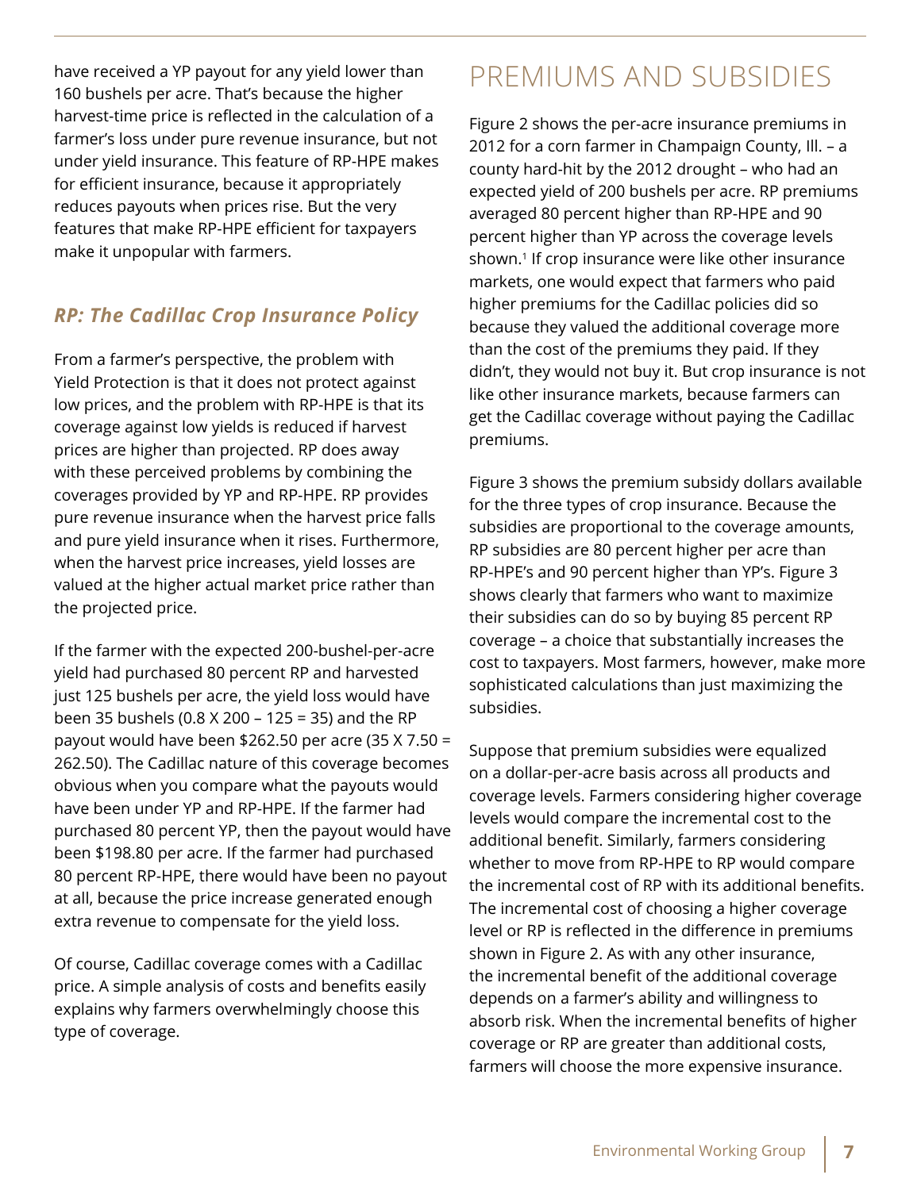have received a YP payout for any yield lower than 160 bushels per acre. That's because the higher harvest-time price is reflected in the calculation of a farmer's loss under pure revenue insurance, but not under yield insurance. This feature of RP-HPE makes for efficient insurance, because it appropriately reduces payouts when prices rise. But the very features that make RP-HPE efficient for taxpayers make it unpopular with farmers.

### *RP: The Cadillac Crop Insurance Policy*

From a farmer's perspective, the problem with Yield Protection is that it does not protect against low prices, and the problem with RP-HPE is that its coverage against low yields is reduced if harvest prices are higher than projected. RP does away with these perceived problems by combining the coverages provided by YP and RP-HPE. RP provides pure revenue insurance when the harvest price falls and pure yield insurance when it rises. Furthermore, when the harvest price increases, yield losses are valued at the higher actual market price rather than the projected price.

If the farmer with the expected 200-bushel-per-acre yield had purchased 80 percent RP and harvested just 125 bushels per acre, the yield loss would have been 35 bushels (0.8 X 200 – 125 = 35) and the RP payout would have been $262.50 per acre (35 X 7.50 = 262.50). The Cadillac nature of this coverage becomes obvious when you compare what the payouts would have been under YP and RP-HPE. If the farmer had purchased 80 percent YP, then the payout would have been $198.80 per acre. If the farmer had purchased 80 percent RP-HPE, there would have been no payout at all, because the price increase generated enough extra revenue to compensate for the yield loss.

Of course, Cadillac coverage comes with a Cadillac price. A simple analysis of costs and benefits easily explains why farmers overwhelmingly choose this type of coverage.

## PREMIUMS AND SUBSIDIES

Figure 2 shows the per-acre insurance premiums in 2012 for a corn farmer in Champaign County, Ill. – a county hard-hit by the 2012 drought – who had an expected yield of 200 bushels per acre. RP premiums averaged 80 percent higher than RP-HPE and 90 percent higher than YP across the coverage levels shown.[1] If crop insurance were like other insurance markets, one would expect that farmers who paid higher premiums for the Cadillac policies did so because they valued the additional coverage more than the cost of the premiums they paid. If they didn't, they would not buy it. But crop insurance is not like other insurance markets, because farmers can get the Cadillac coverage without paying the Cadillac premiums.

Figure 3 shows the premium subsidy dollars available for the three types of crop insurance. Because the subsidies are proportional to the coverage amounts, RP subsidies are 80 percent higher per acre than RP-HPE's and 90 percent higher than YP's. Figure 3 shows clearly that farmers who want to maximize their subsidies can do so by buying 85 percent RP coverage – a choice that substantially increases the cost to taxpayers. Most farmers, however, make more sophisticated calculations than just maximizing the subsidies.

Suppose that premium subsidies were equalized on a dollar-per-acre basis across all products and coverage levels. Farmers considering higher coverage levels would compare the incremental cost to the additional benefit. Similarly, farmers considering whether to move from RP-HPE to RP would compare the incremental cost of RP with its additional benefits. The incremental cost of choosing a higher coverage level or RP is reflected in the difference in premiums shown in Figure 2. As with any other insurance, the incremental benefit of the additional coverage depends on a farmer's ability and willingness to absorb risk. When the incremental benefits of higher coverage or RP are greater than additional costs, farmers will choose the more expensive insurance.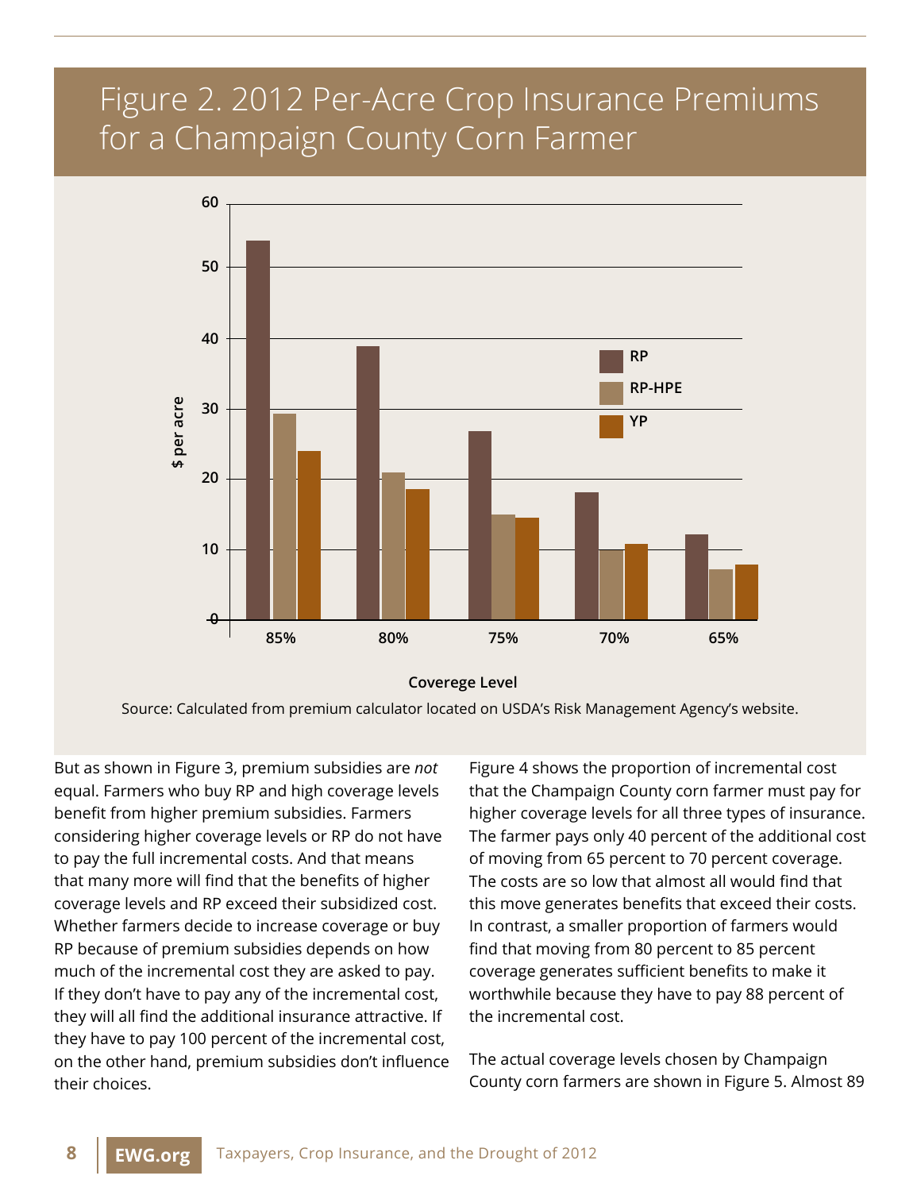## Figure 2. 2012 Per-Acre Crop Insurance Premiums for a Champaign County Corn Farmer

Source: Calculated from premium calculator located on USDA's Risk Management Agency's website.

But as shown in Figure 3, premium subsidies are *not* equal. Farmers who buy RP and high coverage levels benefit from higher premium subsidies. Farmers considering higher coverage levels or RP do not have to pay the full incremental costs. And that means that many more will find that the benefits of higher coverage levels and RP exceed their subsidized cost. Whether farmers decide to increase coverage or buy RP because of premium subsidies depends on how much of the incremental cost they are asked to pay. If they don't have to pay any of the incremental cost, they will all find the additional insurance attractive. If they have to pay 100 percent of the incremental cost, on the other hand, premium subsidies don't influence their choices.

Figure 4 shows the proportion of incremental cost that the Champaign County corn farmer must pay for higher coverage levels for all three types of insurance. The farmer pays only 40 percent of the additional cost of moving from 65 percent to 70 percent coverage. The costs are so low that almost all would find that this move generates benefits that exceed their costs. In contrast, a smaller proportion of farmers would find that moving from 80 percent to 85 percent coverage generates sufficient benefits to make it worthwhile because they have to pay 88 percent of the incremental cost.

The actual coverage levels chosen by Champaign County corn farmers are shown in Figure 5. Almost 89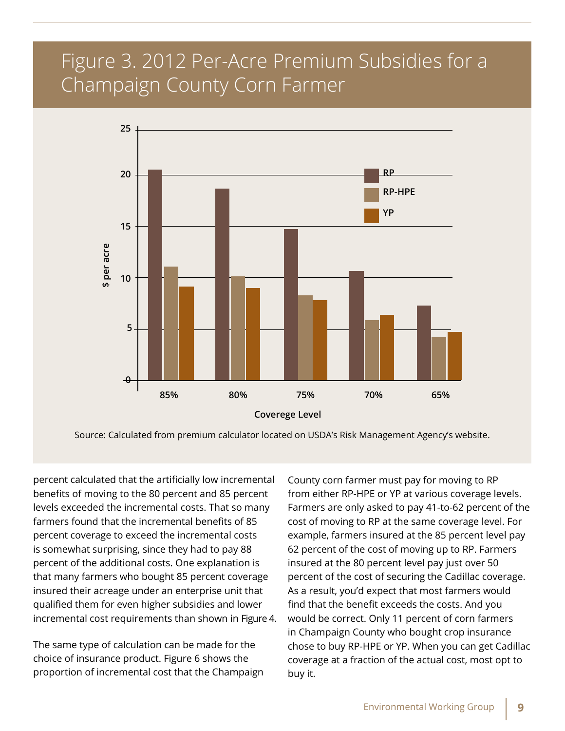## Figure 3. 2012 Per-Acre Premium Subsidies for a Champaign County Corn Farmer

Source: Calculated from premium calculator located on USDA's Risk Management Agency's website.

percent calculated that the artificially low incremental benefits of moving to the 80 percent and 85 percent levels exceeded the incremental costs. That so many farmers found that the incremental benefits of 85 percent coverage to exceed the incremental costs is somewhat surprising, since they had to pay 88 percent of the additional costs. One explanation is that many farmers who bought 85 percent coverage insured their acreage under an enterprise unit that qualified them for even higher subsidies and lower incremental cost requirements than shown in Figure 4.

The same type of calculation can be made for the choice of insurance product. Figure 6 shows the proportion of incremental cost that the Champaign County corn farmer must pay for moving to RP from either RP-HPE or YP at various coverage levels. Farmers are only asked to pay 41-to-62 percent of the cost of moving to RP at the same coverage level. For example, farmers insured at the 85 percent level pay 62 percent of the cost of moving up to RP. Farmers insured at the 80 percent level pay just over 50 percent of the cost of securing the Cadillac coverage. As a result, you'd expect that most farmers would find that the benefit exceeds the costs. And you would be correct. Only 11 percent of corn farmers in Champaign County who bought crop insurance chose to buy RP-HPE or YP. When you can get Cadillac coverage at a fraction of the actual cost, most opt to buy it.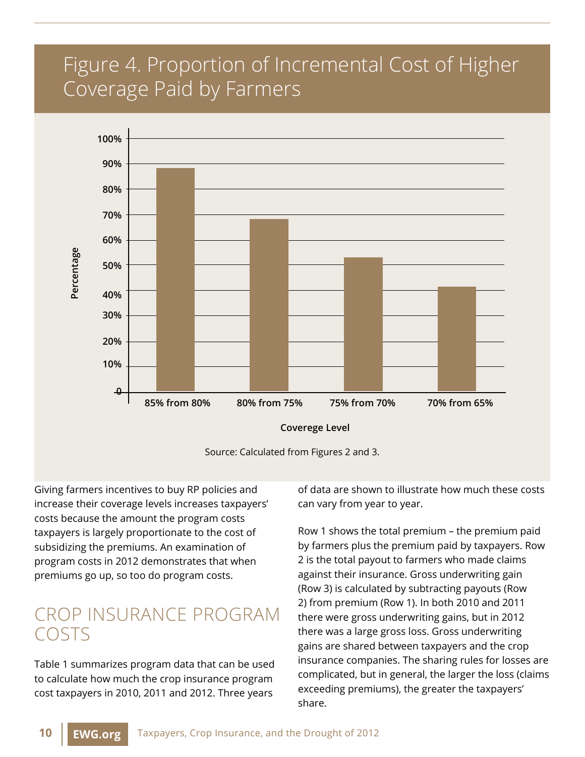## Figure 4. Proportion of Incremental Cost of Higher Coverage Paid by Farmers

Source: Calculated from Figures 2 and 3.

Giving farmers incentives to buy RP policies and increase their coverage levels increases taxpayers' costs because the amount the program costs taxpayers is largely proportionate to the cost of subsidizing the premiums. An examination of program costs in 2012 demonstrates that when premiums go up, so too do program costs.

## CROP INSURANCE PROGRAM COSTS

Table 1 summarizes program data that can be used to calculate how much the crop insurance program cost taxpayers in 2010, 2011 and 2012. Three years of data are shown to illustrate how much these costs can vary from year to year.

Row 1 shows the total premium – the premium paid by farmers plus the premium paid by taxpayers. Row 2 is the total payout to farmers who made claims against their insurance. Gross underwriting gain (Row 3) is calculated by subtracting payouts (Row 2) from premium (Row 1). In both 2010 and 2011 there were gross underwriting gains, but in 2012 there was a large gross loss. Gross underwriting gains are shared between taxpayers and the crop insurance companies. The sharing rules for losses are complicated, but in general, the larger the loss (claims exceeding premiums), the greater the taxpayers' share.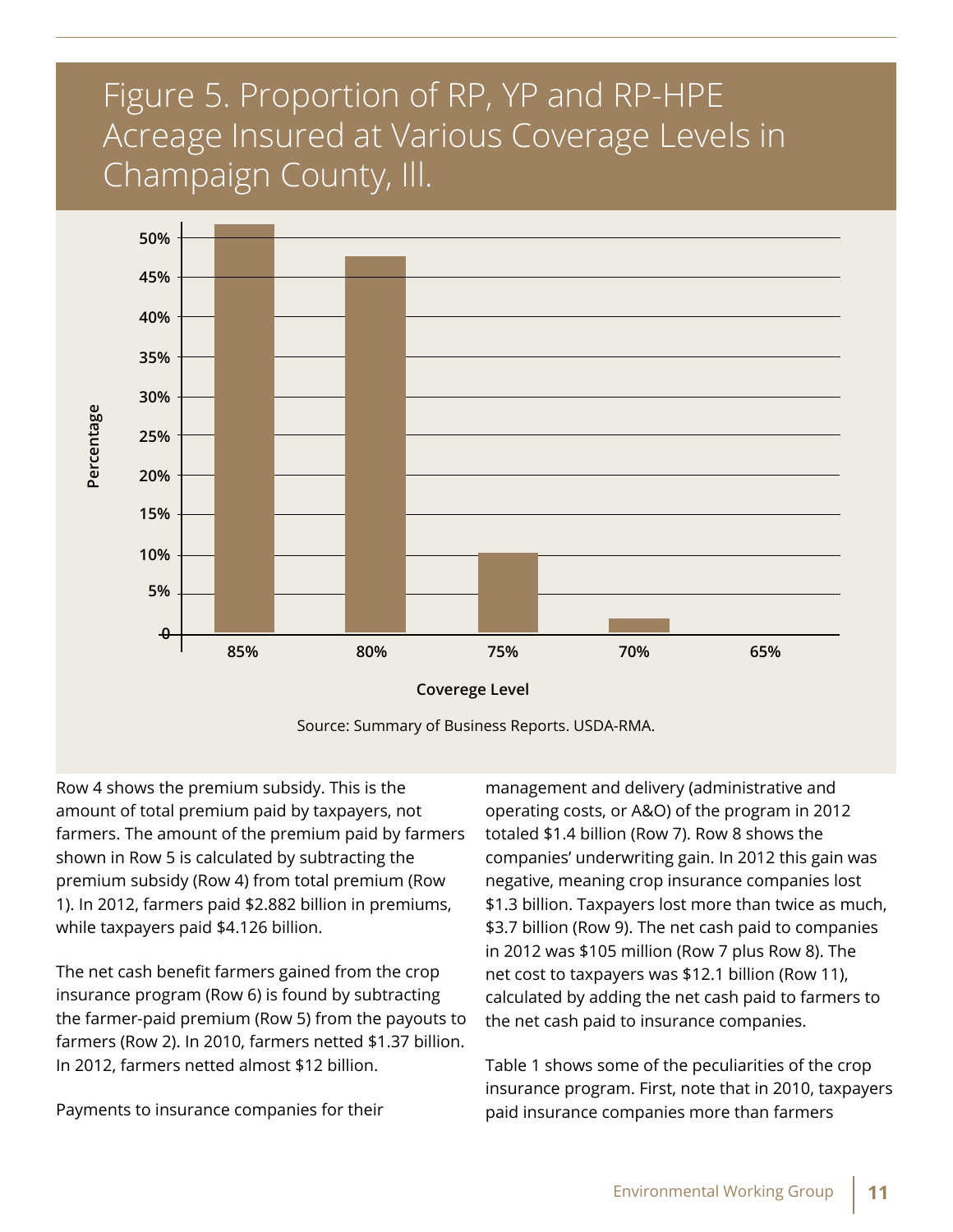## Figure 5. Proportion of RP, YP and RP-HPE Acreage Insured at Various Coverage Levels in Champaign County, Ill.

Source: Summary of Business Reports. USDA-RMA.

Row 4 shows the premium subsidy. This is the amount of total premium paid by taxpayers, not farmers. The amount of the premium paid by farmers shown in Row 5 is calculated by subtracting the premium subsidy (Row 4) from total premium (Row 1). In 2012, farmers paid $2.882 billion in premiums, while taxpayers paid $4.126 billion.

The net cash benefit farmers gained from the crop insurance program (Row 6) is found by subtracting the farmer-paid premium (Row 5) from the payouts to farmers (Row 2). In 2010, farmers netted $1.37 billion. In 2012, farmers netted almost $12 billion.

Payments to insurance companies for their management and delivery (administrative and operating costs, or A&O) of the program in 2012 totaled $1.4 billion (Row 7). Row 8 shows the companies' underwriting gain. In 2012 this gain was negative, meaning crop insurance companies lost $1.3 billion. Taxpayers lost more than twice as much, $3.7 billion (Row 9). The net cash paid to companies in 2012 was $105 million (Row 7 plus Row 8). The net cost to taxpayers was $12.1 billion (Row 11), calculated by adding the net cash paid to farmers to the net cash paid to insurance companies.

Table 1 shows some of the peculiarities of the crop insurance program. First, note that in 2010, taxpayers paid insurance companies more than farmers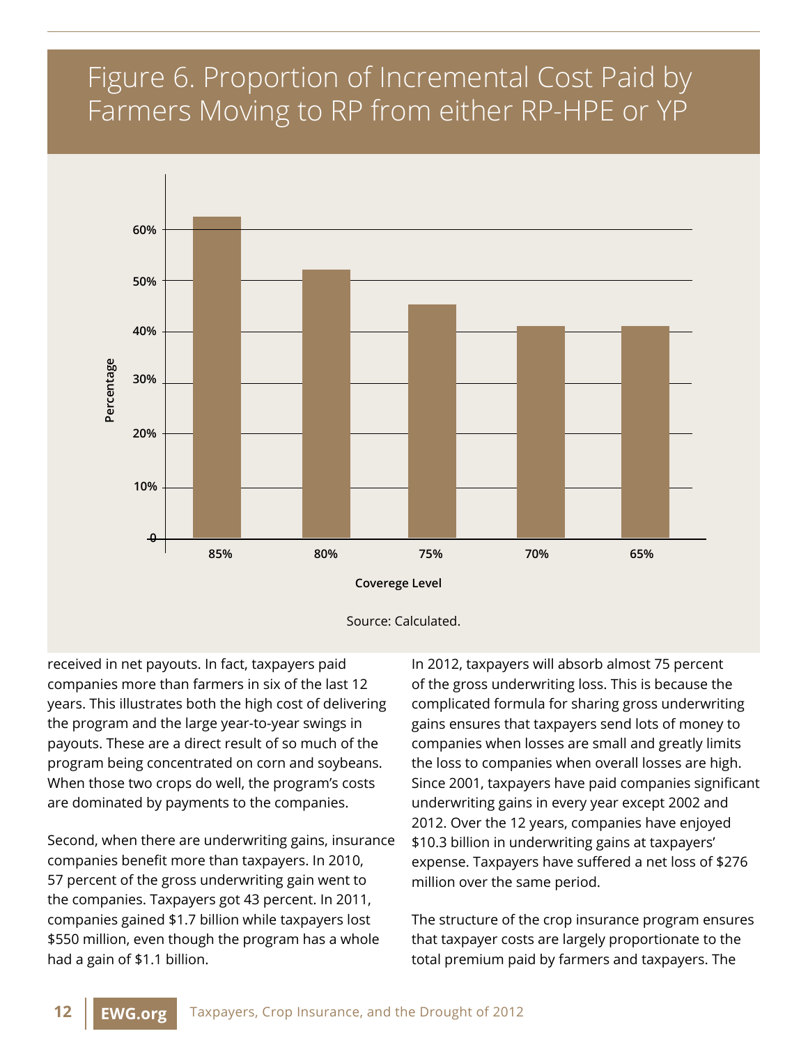## Figure 6. Proportion of Incremental Cost Paid by Farmers Moving to RP from either RP-HPE or YP

Source: Calculated.

received in net payouts. In fact, taxpayers paid companies more than farmers in six of the last 12 years. This illustrates both the high cost of delivering the program and the large year-to-year swings in payouts. These are a direct result of so much of the program being concentrated on corn and soybeans. When those two crops do well, the program's costs are dominated by payments to the companies.

Second, when there are underwriting gains, insurance companies benefit more than taxpayers. In 2010, 57 percent of the gross underwriting gain went to the companies. Taxpayers got 43 percent. In 2011, companies gained $1.7 billion while taxpayers lost $550 million, even though the program has a whole had a gain of $1.1 billion.

In 2012, taxpayers will absorb almost 75 percent of the gross underwriting loss. This is because the complicated formula for sharing gross underwriting gains ensures that taxpayers send lots of money to companies when losses are small and greatly limits the loss to companies when overall losses are high. Since 2001, taxpayers have paid companies significant underwriting gains in every year except 2002 and 2012. Over the 12 years, companies have enjoyed $10.3 billion in underwriting gains at taxpayers' expense. Taxpayers have suffered a net loss of $276 million over the same period.

The structure of the crop insurance program ensures that taxpayer costs are largely proportionate to the total premium paid by farmers and taxpayers. The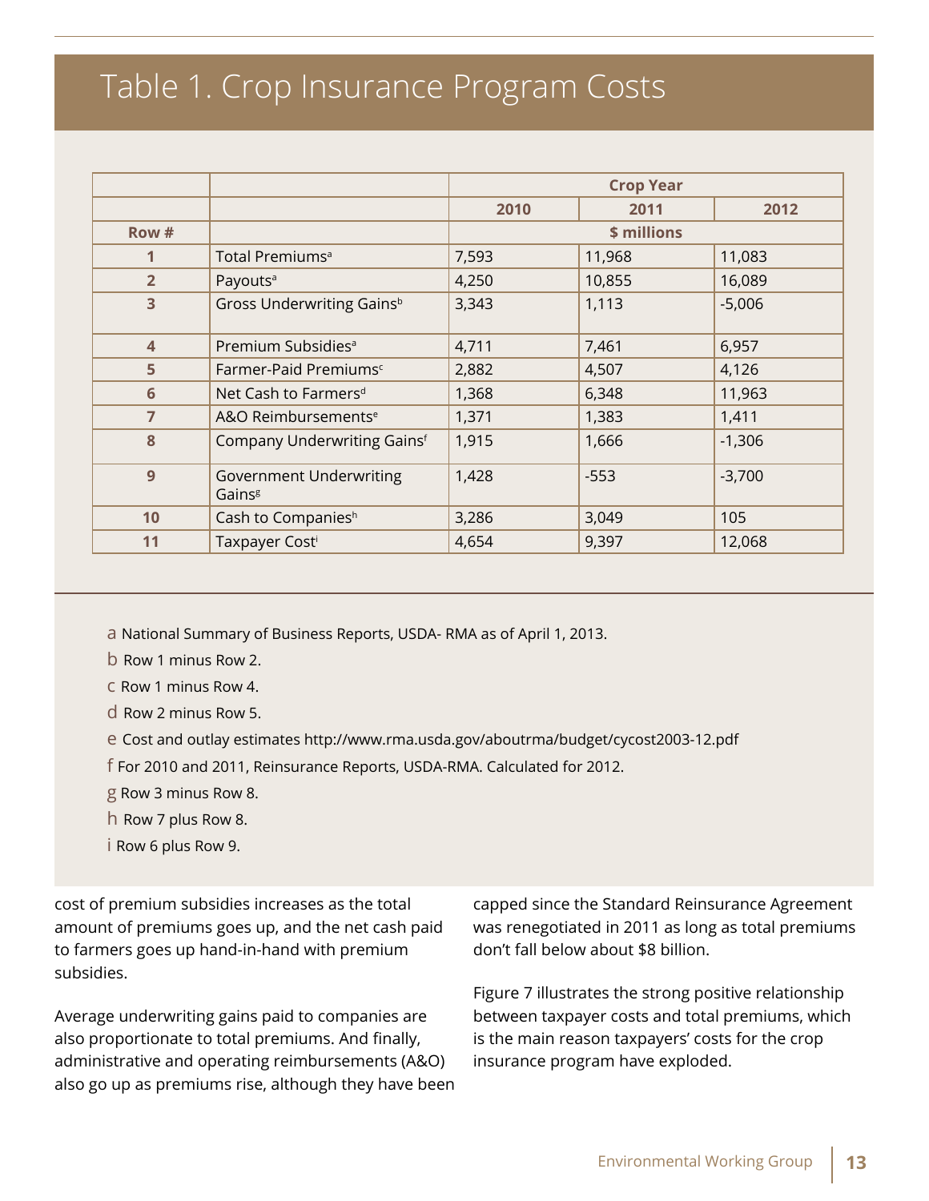## Table 1. Crop Insurance Program Costs

| | | Crop Year | | |
|---|---|---|---|---|
| | | 2010 | 2011 | 2012 |
| Row # | | $ millions | | |
| 1 | Total Premiums[a] | 7,593 | 11,968 | 11,083 |
| 2 | Payouts[a] | 4,250 | 10,855 | 16,089 |
| 3 | Gross Underwriting Gains[b] | 3,343 | 1,113 | -5,006 |
| 4 | Premium Subsidies[a] | 4,711 | 7,461 | 6,957 |
| 5 | Farmer-Paid Premiums[c] | 2,882 | 4,507 | 4,126 |
| 6 | Net Cash to Farmers[d] | 1,368 | 6,348 | 11,963 |
| 7 | A&O Reimbursements[e] | 1,371 | 1,383 | 1,411 |
| 8 | Company Underwriting Gains[f] | 1,915 | 1,666 | -1,306 |
| 9 | Government Underwriting Gains[g] | 1,428 | -553 | -3,700 |
| 10 | Cash to Companies[h] | 3,286 | 3,049 | 105 |
| 11 | Taxpayer Cost[i] | 4,654 | 9,397 | 12,068 |

a National Summary of Business Reports, USDA- RMA as of April 1, 2013.

b Row 1 minus Row 2.

c Row 1 minus Row 4.

d Row 2 minus Row 5.

e Cost and outlay estimates http://www.rma.usda.gov/aboutrma/budget/cycost2003-12.pdf

f For 2010 and 2011, Reinsurance Reports, USDA-RMA. Calculated for 2012.

g Row 3 minus Row 8.

h Row 7 plus Row 8.

i Row 6 plus Row 9.

cost of premium subsidies increases as the total amount of premiums goes up, and the net cash paid to farmers goes up hand-in-hand with premium subsidies.

Average underwriting gains paid to companies are also proportionate to total premiums. And finally, administrative and operating reimbursements (A&O) also go up as premiums rise, although they have been capped since the Standard Reinsurance Agreement was renegotiated in 2011 as long as total premiums don't fall below about $8 billion.

Figure 7 illustrates the strong positive relationship between taxpayer costs and total premiums, which is the main reason taxpayers' costs for the crop insurance program have exploded.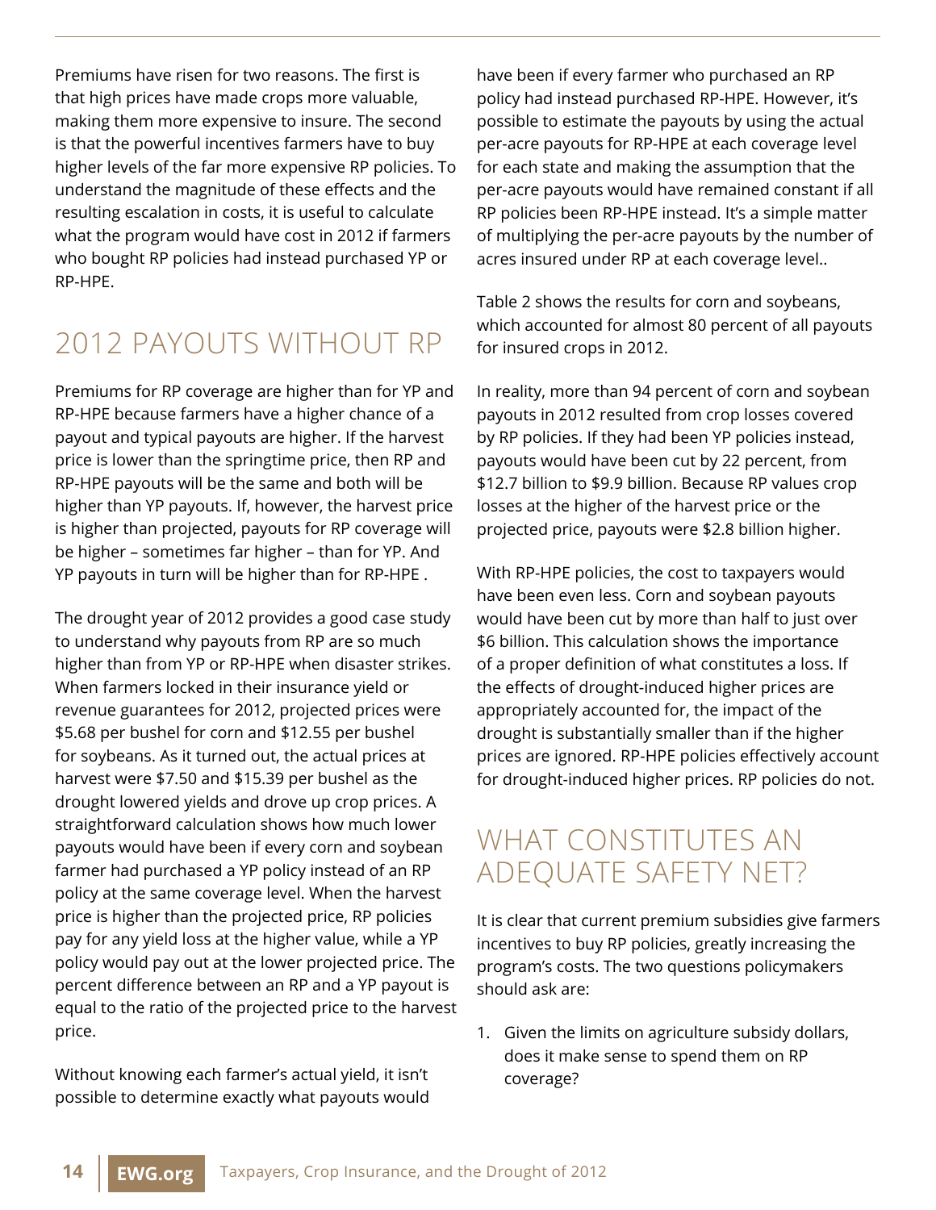Premiums have risen for two reasons. The first is that high prices have made crops more valuable, making them more expensive to insure. The second is that the powerful incentives farmers have to buy higher levels of the far more expensive RP policies. To understand the magnitude of these effects and the resulting escalation in costs, it is useful to calculate what the program would have cost in 2012 if farmers who bought RP policies had instead purchased YP or RP-HPE.

## 2012 PAYOUTS WITHOUT RP

Premiums for RP coverage are higher than for YP and RP-HPE because farmers have a higher chance of a payout and typical payouts are higher. If the harvest price is lower than the springtime price, then RP and RP-HPE payouts will be the same and both will be higher than YP payouts. If, however, the harvest price is higher than projected, payouts for RP coverage will be higher – sometimes far higher – than for YP. And YP payouts in turn will be higher than for RP-HPE .

The drought year of 2012 provides a good case study to understand why payouts from RP are so much higher than from YP or RP-HPE when disaster strikes. When farmers locked in their insurance yield or revenue guarantees for 2012, projected prices were $5.68 per bushel for corn and $12.55 per bushel for soybeans. As it turned out, the actual prices at harvest were $7.50 and $15.39 per bushel as the drought lowered yields and drove up crop prices. A straightforward calculation shows how much lower payouts would have been if every corn and soybean farmer had purchased a YP policy instead of an RP policy at the same coverage level. When the harvest price is higher than the projected price, RP policies pay for any yield loss at the higher value, while a YP policy would pay out at the lower projected price. The percent difference between an RP and a YP payout is equal to the ratio of the projected price to the harvest price.

Without knowing each farmer's actual yield, it isn't possible to determine exactly what payouts would have been if every farmer who purchased an RP policy had instead purchased RP-HPE. However, it's possible to estimate the payouts by using the actual per-acre payouts for RP-HPE at each coverage level for each state and making the assumption that the per-acre payouts would have remained constant if all RP policies been RP-HPE instead. It's a simple matter of multiplying the per-acre payouts by the number of acres insured under RP at each coverage level..

Table 2 shows the results for corn and soybeans, which accounted for almost 80 percent of all payouts for insured crops in 2012.

In reality, more than 94 percent of corn and soybean payouts in 2012 resulted from crop losses covered by RP policies. If they had been YP policies instead, payouts would have been cut by 22 percent, from $12.7 billion to $9.9 billion. Because RP values crop losses at the higher of the harvest price or the projected price, payouts were $2.8 billion higher.

With RP-HPE policies, the cost to taxpayers would have been even less. Corn and soybean payouts would have been cut by more than half to just over $6 billion. This calculation shows the importance of a proper definition of what constitutes a loss. If the effects of drought-induced higher prices are appropriately accounted for, the impact of the drought is substantially smaller than if the higher prices are ignored. RP-HPE policies effectively account for drought-induced higher prices. RP policies do not.

## WHAT CONSTITUTES AN ADEQUATE SAFETY NET?

It is clear that current premium subsidies give farmers incentives to buy RP policies, greatly increasing the program's costs. The two questions policymakers should ask are:

1. Given the limits on agriculture subsidy dollars, does it make sense to spend them on RP coverage?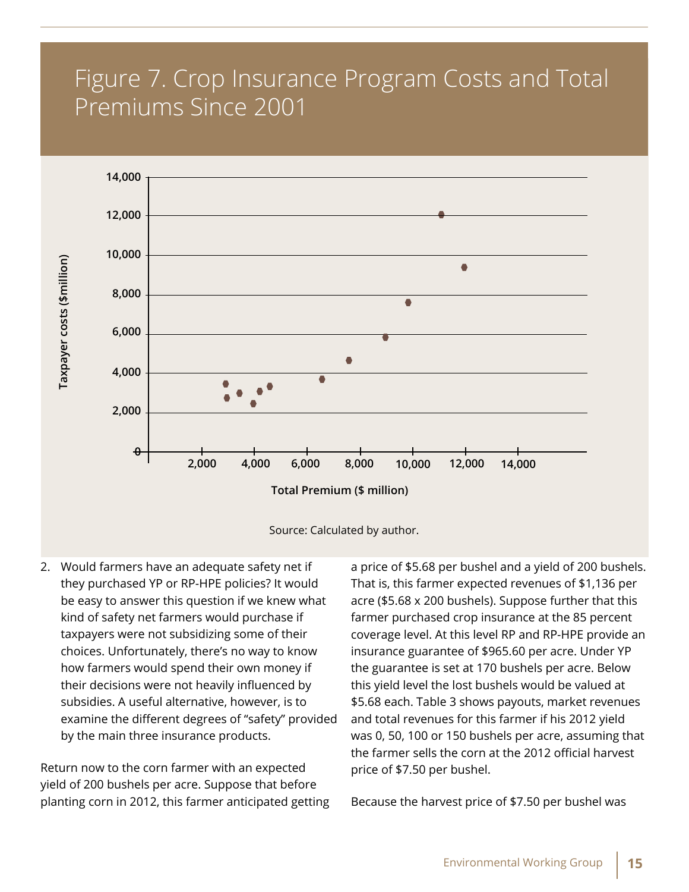# Figure 7. Crop Insurance Program Costs and Total Premiums Since 2001

Source: Calculated by author.

2. Would farmers have an adequate safety net if they purchased YP or RP-HPE policies? It would be easy to answer this question if we knew what kind of safety net farmers would purchase if taxpayers were not subsidizing some of their choices. Unfortunately, there's no way to know how farmers would spend their own money if their decisions were not heavily influenced by subsidies. A useful alternative, however, is to examine the different degrees of "safety" provided by the main three insurance products.

Return now to the corn farmer with an expected yield of 200 bushels per acre. Suppose that before planting corn in 2012, this farmer anticipated getting a price of $5.68 per bushel and a yield of 200 bushels. That is, this farmer expected revenues of $1,136 per acre ($5.68 x 200 bushels). Suppose further that this farmer purchased crop insurance at the 85 percent coverage level. At this level RP and RP-HPE provide an insurance guarantee of $965.60 per acre. Under YP the guarantee is set at 170 bushels per acre. Below this yield level the lost bushels would be valued at $5.68 each. Table 3 shows payouts, market revenues and total revenues for this farmer if his 2012 yield was 0, 50, 100 or 150 bushels per acre, assuming that the farmer sells the corn at the 2012 official harvest price of $7.50 per bushel.

Because the harvest price of $7.50 per bushel was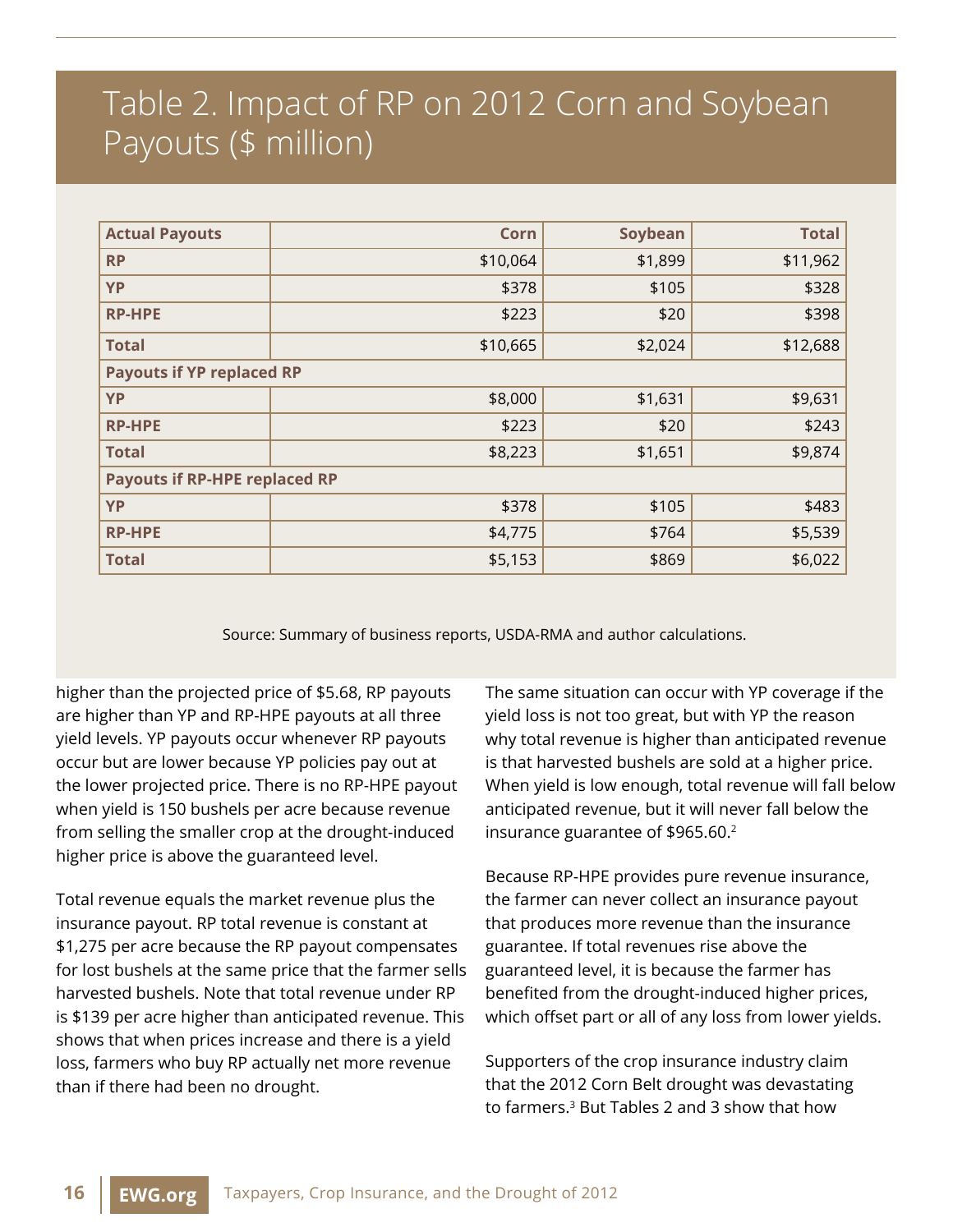## Table 2. Impact of RP on 2012 Corn and Soybean Payouts ($ million)

| Actual Payouts | Corn | Soybean | Total |
|---|---|---|---|
| **RP** | $10,064 | $1,899 | $11,962 |
| **YP** | $378 | $105 | $328 |
| **RP-HPE** | $223 | $20 | $398 |
| **Total** | $10,665 | $2,024 | $12,688 |
| **Payouts if YP replaced RP** | | | |
| **YP** | $8,000 | $1,631 | $9,631 |
| **RP-HPE** | $223 | $20 | $243 |
| **Total** | $8,223 | $1,651 | $9,874 |
| **Payouts if RP-HPE replaced RP** | | | |
| **YP** | $378 | $105 | $483 |
| **RP-HPE** | $4,775 | $764 | $5,539 |
| **Total** | $5,153 | $869 | $6,022 |

Source: Summary of business reports, USDA-RMA and author calculations.

higher than the projected price of $5.68, RP payouts are higher than YP and RP-HPE payouts at all three yield levels. YP payouts occur whenever RP payouts occur but are lower because YP policies pay out at the lower projected price. There is no RP-HPE payout when yield is 150 bushels per acre because revenue from selling the smaller crop at the drought-induced higher price is above the guaranteed level.

Total revenue equals the market revenue plus the insurance payout. RP total revenue is constant at $1,275 per acre because the RP payout compensates for lost bushels at the same price that the farmer sells harvested bushels. Note that total revenue under RP is $139 per acre higher than anticipated revenue. This shows that when prices increase and there is a yield loss, farmers who buy RP actually net more revenue than if there had been no drought.

The same situation can occur with YP coverage if the yield loss is not too great, but with YP the reason why total revenue is higher than anticipated revenue is that harvested bushels are sold at a higher price. When yield is low enough, total revenue will fall below anticipated revenue, but it will never fall below the insurance guarantee of $965.60.[2]

Because RP-HPE provides pure revenue insurance, the farmer can never collect an insurance payout that produces more revenue than the insurance guarantee. If total revenues rise above the guaranteed level, it is because the farmer has benefited from the drought-induced higher prices, which offset part or all of any loss from lower yields.

Supporters of the crop insurance industry claim that the 2012 Corn Belt drought was devastating to farmers.[3] But Tables 2 and 3 show that how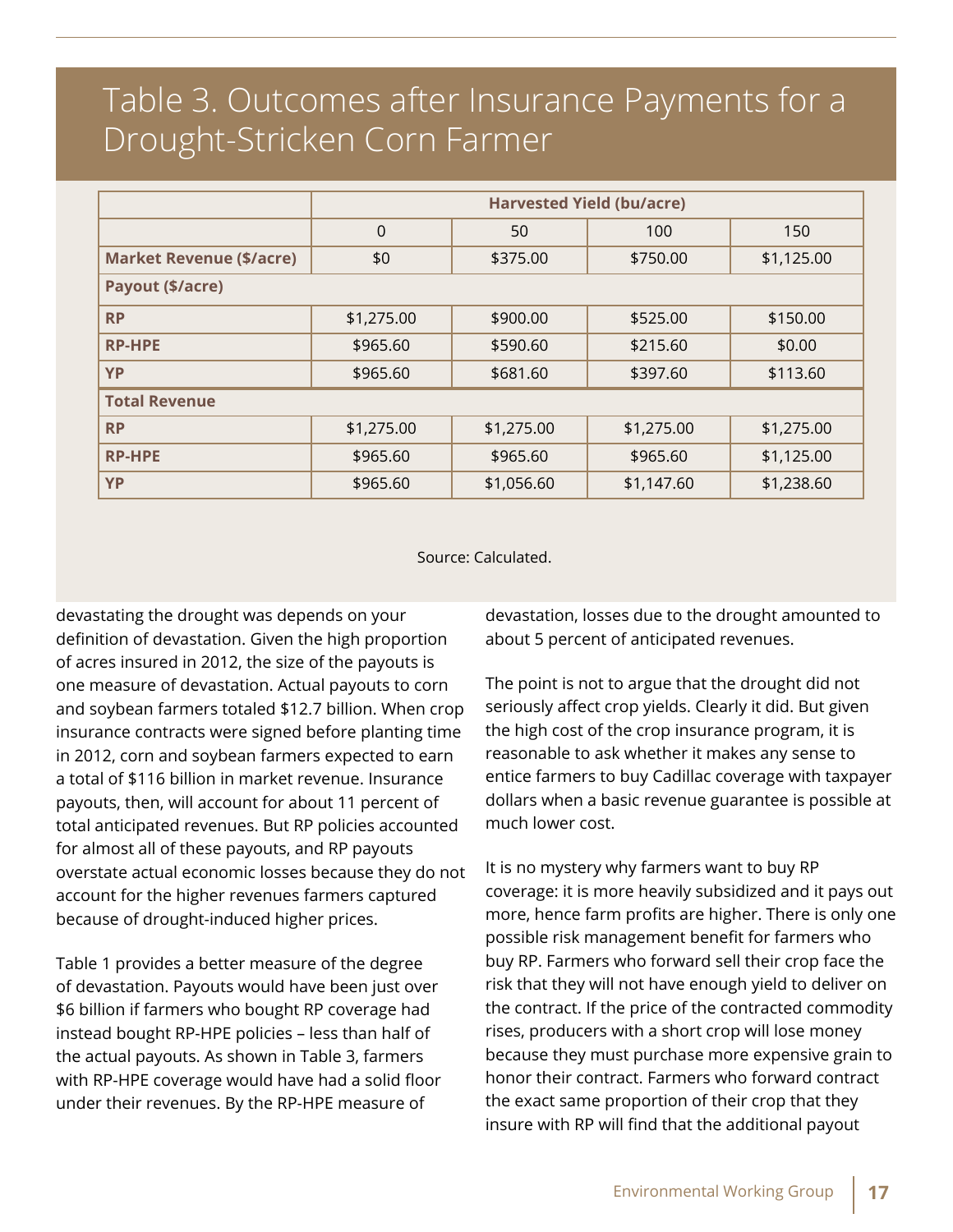## Table 3. Outcomes after Insurance Payments for a Drought-Stricken Corn Farmer

| | Harvested Yield (bu/acre) | | | |
|---|---|---|---|---|
| | 0 | 50 | 100 | 150 |
| **Market Revenue ($/acre)** | $0 | $375.00 | $750.00 | $1,125.00 |
| **Payout ($/acre)** | | | | |
| **RP** | $1,275.00 | $900.00 | $525.00 | $150.00 |
| **RP-HPE** | $965.60 | $590.60 | $215.60 | $0.00 |
| **YP** | $965.60 | $681.60 | $397.60 | $113.60 |
| **Total Revenue** | | | | |
| **RP** | $1,275.00 | $1,275.00 | $1,275.00 | $1,275.00 |
| **RP-HPE** | $965.60 | $965.60 | $965.60 | $1,125.00 |
| **YP** | $965.60 | $1,056.60 | $1,147.60 | $1,238.60 |

Source: Calculated.

devastating the drought was depends on your definition of devastation. Given the high proportion of acres insured in 2012, the size of the payouts is one measure of devastation. Actual payouts to corn and soybean farmers totaled $12.7 billion. When crop insurance contracts were signed before planting time in 2012, corn and soybean farmers expected to earn a total of $116 billion in market revenue. Insurance payouts, then, will account for about 11 percent of total anticipated revenues. But RP policies accounted for almost all of these payouts, and RP payouts overstate actual economic losses because they do not account for the higher revenues farmers captured because of drought-induced higher prices.

Table 1 provides a better measure of the degree of devastation. Payouts would have been just over $6 billion if farmers who bought RP coverage had instead bought RP-HPE policies – less than half of the actual payouts. As shown in Table 3, farmers with RP-HPE coverage would have had a solid floor under their revenues. By the RP-HPE measure of devastation, losses due to the drought amounted to about 5 percent of anticipated revenues.

The point is not to argue that the drought did not seriously affect crop yields. Clearly it did. But given the high cost of the crop insurance program, it is reasonable to ask whether it makes any sense to entice farmers to buy Cadillac coverage with taxpayer dollars when a basic revenue guarantee is possible at much lower cost.

It is no mystery why farmers want to buy RP coverage: it is more heavily subsidized and it pays out more, hence farm profits are higher. There is only one possible risk management benefit for farmers who buy RP. Farmers who forward sell their crop face the risk that they will not have enough yield to deliver on the contract. If the price of the contracted commodity rises, producers with a short crop will lose money because they must purchase more expensive grain to honor their contract. Farmers who forward contract the exact same proportion of their crop that they insure with RP will find that the additional payout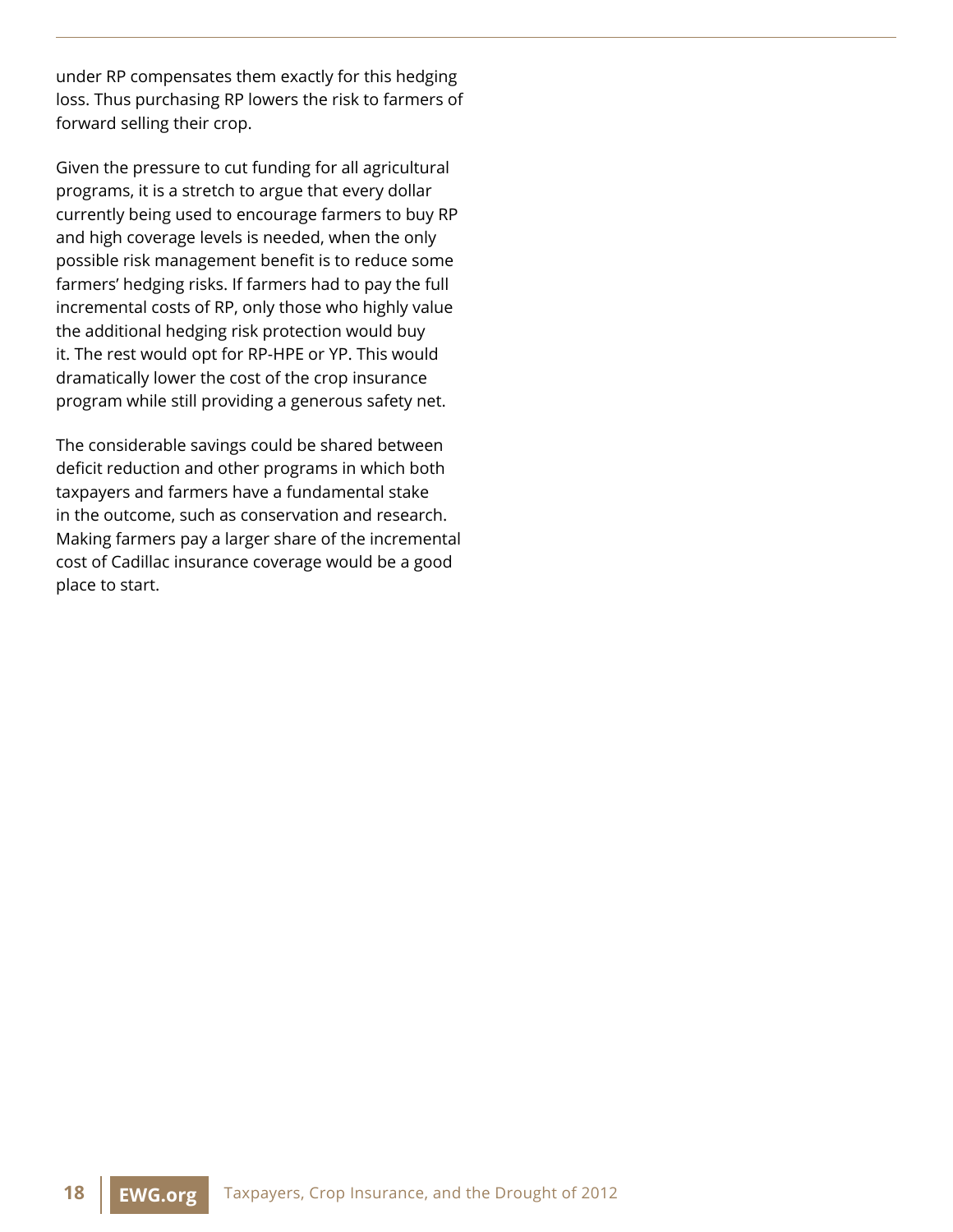under RP compensates them exactly for this hedging loss. Thus purchasing RP lowers the risk to farmers of forward selling their crop.

Given the pressure to cut funding for all agricultural programs, it is a stretch to argue that every dollar currently being used to encourage farmers to buy RP and high coverage levels is needed, when the only possible risk management benefit is to reduce some farmers' hedging risks. If farmers had to pay the full incremental costs of RP, only those who highly value the additional hedging risk protection would buy it. The rest would opt for RP-HPE or YP. This would dramatically lower the cost of the crop insurance program while still providing a generous safety net.

The considerable savings could be shared between deficit reduction and other programs in which both taxpayers and farmers have a fundamental stake in the outcome, such as conservation and research. Making farmers pay a larger share of the incremental cost of Cadillac insurance coverage would be a good place to start.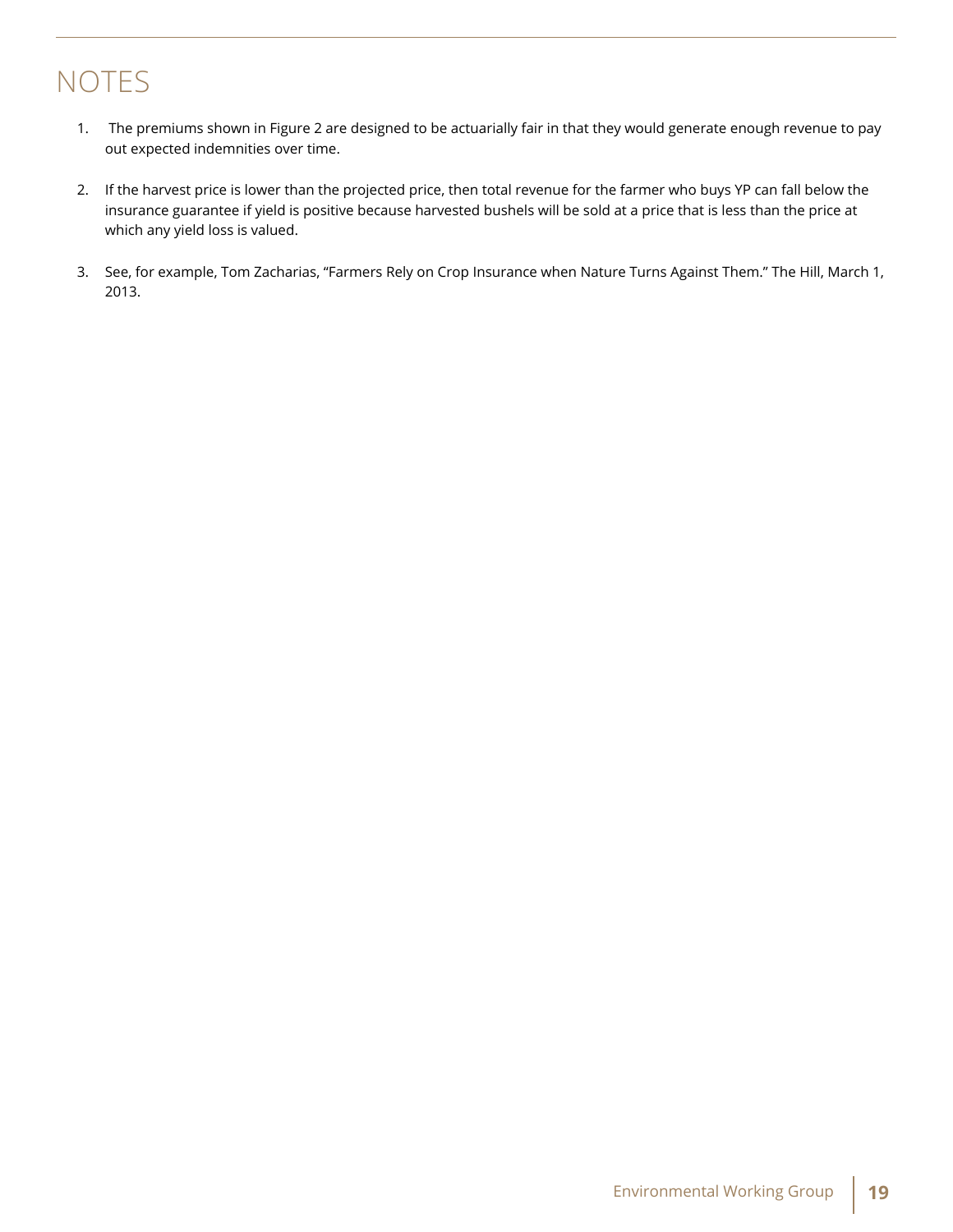# NOTES

1. The premiums shown in Figure 2 are designed to be actuarially fair in that they would generate enough revenue to pay out expected indemnities over time.

2. If the harvest price is lower than the projected price, then total revenue for the farmer who buys YP can fall below the insurance guarantee if yield is positive because harvested bushels will be sold at a price that is less than the price at which any yield loss is valued.

3. See, for example, Tom Zacharias, "Farmers Rely on Crop Insurance when Nature Turns Against Them." The Hill, March 1, 2013.